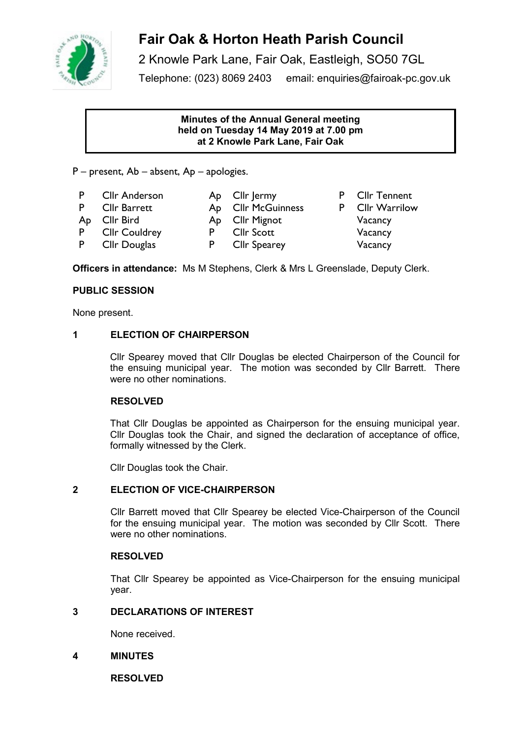# Fair Oak & Horton Heath Parish Council

2 Knowle Park Lane, Fair Oak, Eastleigh, SO50 7GL

Telephone: (023) 8069 2403 email: enquiries@fairoak-pc.gov.uk

**Minutes of the Annual General meeting held on Tuesday 14 May 2019 at 7.00 pm at 2 Knowle Park Lane, Fair Oak**

P – present, Ab – absent, Ap – apologies.

| | | | | | |
|---|---|---|---|---|---|
| P | Cllr Anderson | Ap | Cllr Jermy | P | Cllr Tennent |
| P | Cllr Barrett | Ap | Cllr McGuinness | P | Cllr Warrilow |
| Ap | Cllr Bird | Ap | Cllr Mignot | | Vacancy |
| P | Cllr Couldrey | P | Cllr Scott | | Vacancy |
| P | Cllr Douglas | P | Cllr Spearey | | Vacancy |

**Officers in attendance:** Ms M Stephens, Clerk & Mrs L Greenslade, Deputy Clerk.

**PUBLIC SESSION**

None present.

**1 ELECTION OF CHAIRPERSON**

Cllr Spearey moved that Cllr Douglas be elected Chairperson of the Council for the ensuing municipal year. The motion was seconded by Cllr Barrett. There were no other nominations.

**RESOLVED**

That Cllr Douglas be appointed as Chairperson for the ensuing municipal year. Cllr Douglas took the Chair, and signed the declaration of acceptance of office, formally witnessed by the Clerk.

Cllr Douglas took the Chair.

**2 ELECTION OF VICE-CHAIRPERSON**

Cllr Barrett moved that Cllr Spearey be elected Vice-Chairperson of the Council for the ensuing municipal year. The motion was seconded by Cllr Scott. There were no other nominations.

**RESOLVED**

That Cllr Spearey be appointed as Vice-Chairperson for the ensuing municipal year.

**3 DECLARATIONS OF INTEREST**

None received.

**4 MINUTES**

**RESOLVED**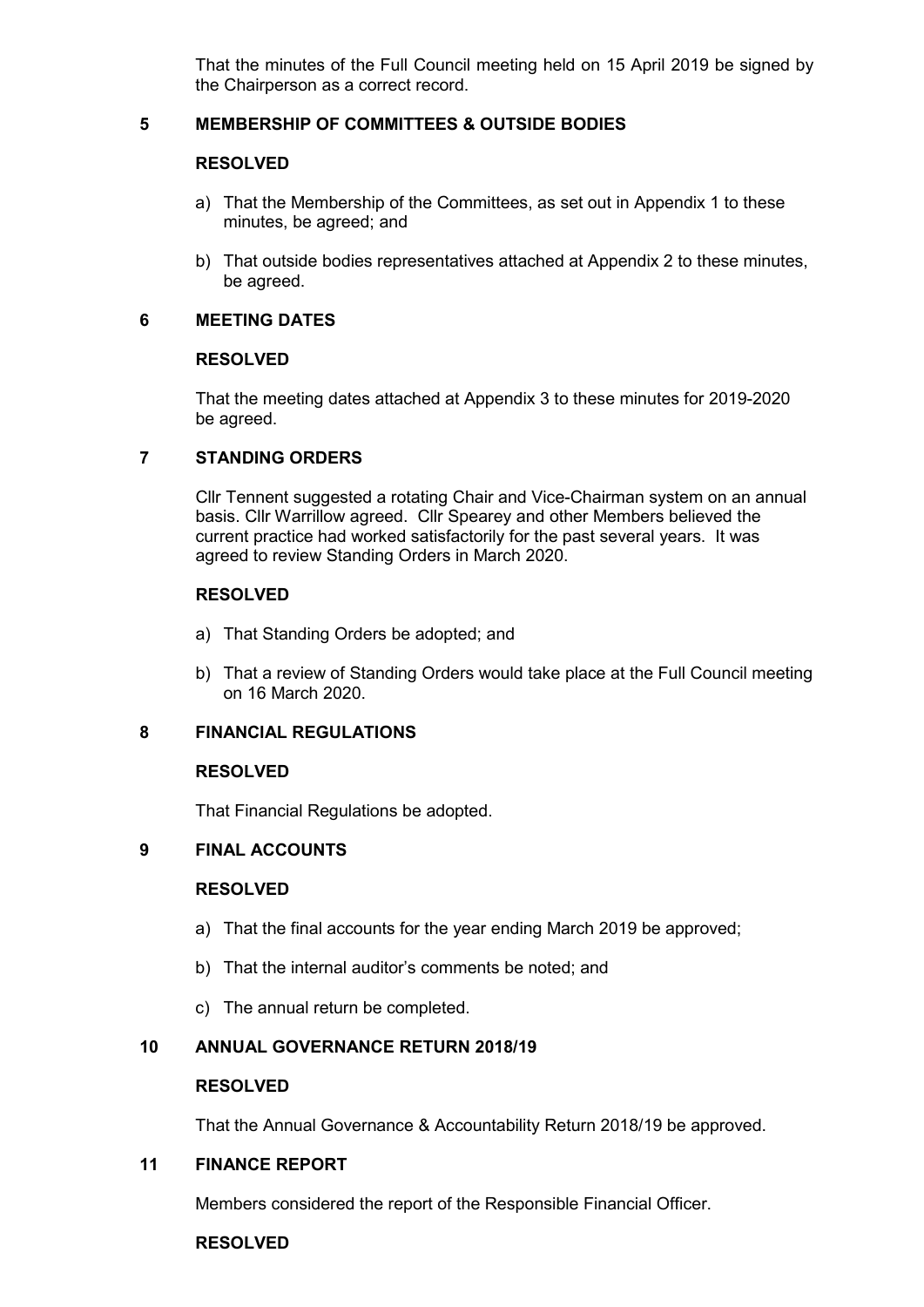That the minutes of the Full Council meeting held on 15 April 2019 be signed by the Chairperson as a correct record.

## 5 MEMBERSHIP OF COMMITTEES & OUTSIDE BODIES

**RESOLVED**

a) That the Membership of the Committees, as set out in Appendix 1 to these minutes, be agreed; and

b) That outside bodies representatives attached at Appendix 2 to these minutes, be agreed.

## 6 MEETING DATES

**RESOLVED**

That the meeting dates attached at Appendix 3 to these minutes for 2019-2020 be agreed.

## 7 STANDING ORDERS

Cllr Tennent suggested a rotating Chair and Vice-Chairman system on an annual basis. Cllr Warrillow agreed. Cllr Spearey and other Members believed the current practice had worked satisfactorily for the past several years. It was agreed to review Standing Orders in March 2020.

**RESOLVED**

a) That Standing Orders be adopted; and

b) That a review of Standing Orders would take place at the Full Council meeting on 16 March 2020.

## 8 FINANCIAL REGULATIONS

**RESOLVED**

That Financial Regulations be adopted.

## 9 FINAL ACCOUNTS

**RESOLVED**

a) That the final accounts for the year ending March 2019 be approved;

b) That the internal auditor's comments be noted; and

c) The annual return be completed.

## 10 ANNUAL GOVERNANCE RETURN 2018/19

**RESOLVED**

That the Annual Governance & Accountability Return 2018/19 be approved.

## 11 FINANCE REPORT

Members considered the report of the Responsible Financial Officer.

**RESOLVED**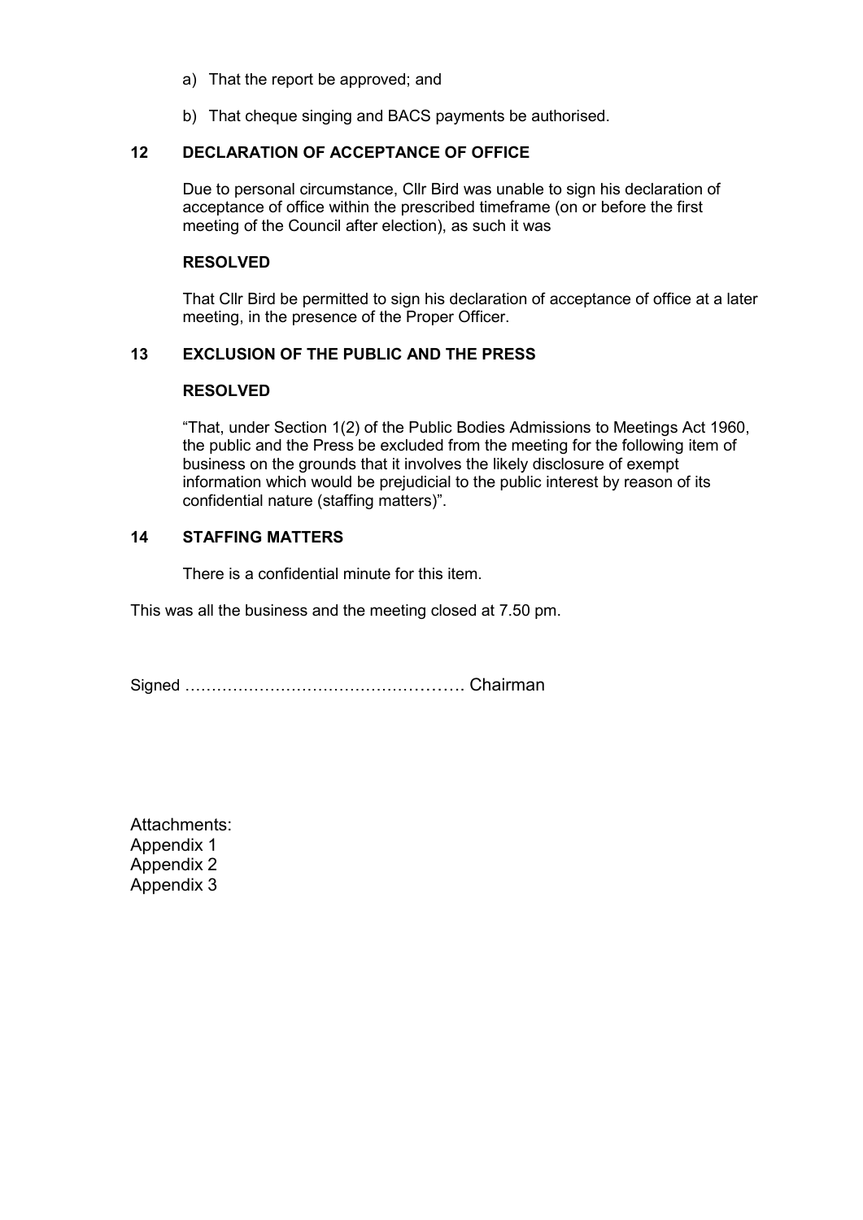a) That the report be approved; and

b) That cheque singing and BACS payments be authorised.

## 12 DECLARATION OF ACCEPTANCE OF OFFICE

Due to personal circumstance, Cllr Bird was unable to sign his declaration of acceptance of office within the prescribed timeframe (on or before the first meeting of the Council after election), as such it was

**RESOLVED**

That Cllr Bird be permitted to sign his declaration of acceptance of office at a later meeting, in the presence of the Proper Officer.

## 13 EXCLUSION OF THE PUBLIC AND THE PRESS

**RESOLVED**

"That, under Section 1(2) of the Public Bodies Admissions to Meetings Act 1960, the public and the Press be excluded from the meeting for the following item of business on the grounds that it involves the likely disclosure of exempt information which would be prejudicial to the public interest by reason of its confidential nature (staffing matters)".

## 14 STAFFING MATTERS

There is a confidential minute for this item.

This was all the business and the meeting closed at 7.50 pm.

Signed ……………………………………………. Chairman

Attachments:
Appendix 1
Appendix 2
Appendix 3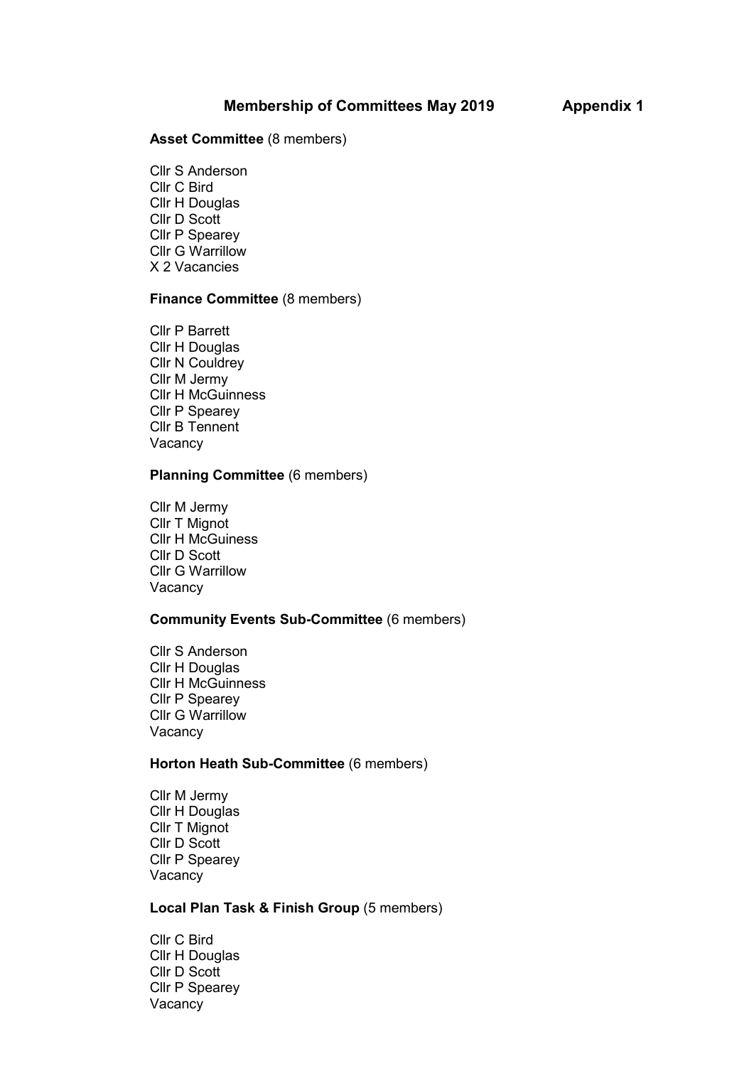# Membership of Committees May 2019 **Appendix 1**

**Asset Committee** (8 members)

Cllr S Anderson
Cllr C Bird
Cllr H Douglas
Cllr D Scott
Cllr P Spearey
Cllr G Warrillow
X 2 Vacancies

**Finance Committee** (8 members)

Cllr P Barrett
Cllr H Douglas
Cllr N Couldrey
Cllr M Jermy
Cllr H McGuinness
Cllr P Spearey
Cllr B Tennent
Vacancy

**Planning Committee** (6 members)

Cllr M Jermy
Cllr T Mignot
Cllr H McGuiness
Cllr D Scott
Cllr G Warrillow
Vacancy

**Community Events Sub-Committee** (6 members)

Cllr S Anderson
Cllr H Douglas
Cllr H McGuinness
Cllr P Spearey
Cllr G Warrillow
Vacancy

**Horton Heath Sub-Committee** (6 members)

Cllr M Jermy
Cllr H Douglas
Cllr T Mignot
Cllr D Scott
Cllr P Spearey
Vacancy

**Local Plan Task & Finish Group** (5 members)

Cllr C Bird
Cllr H Douglas
Cllr D Scott
Cllr P Spearey
Vacancy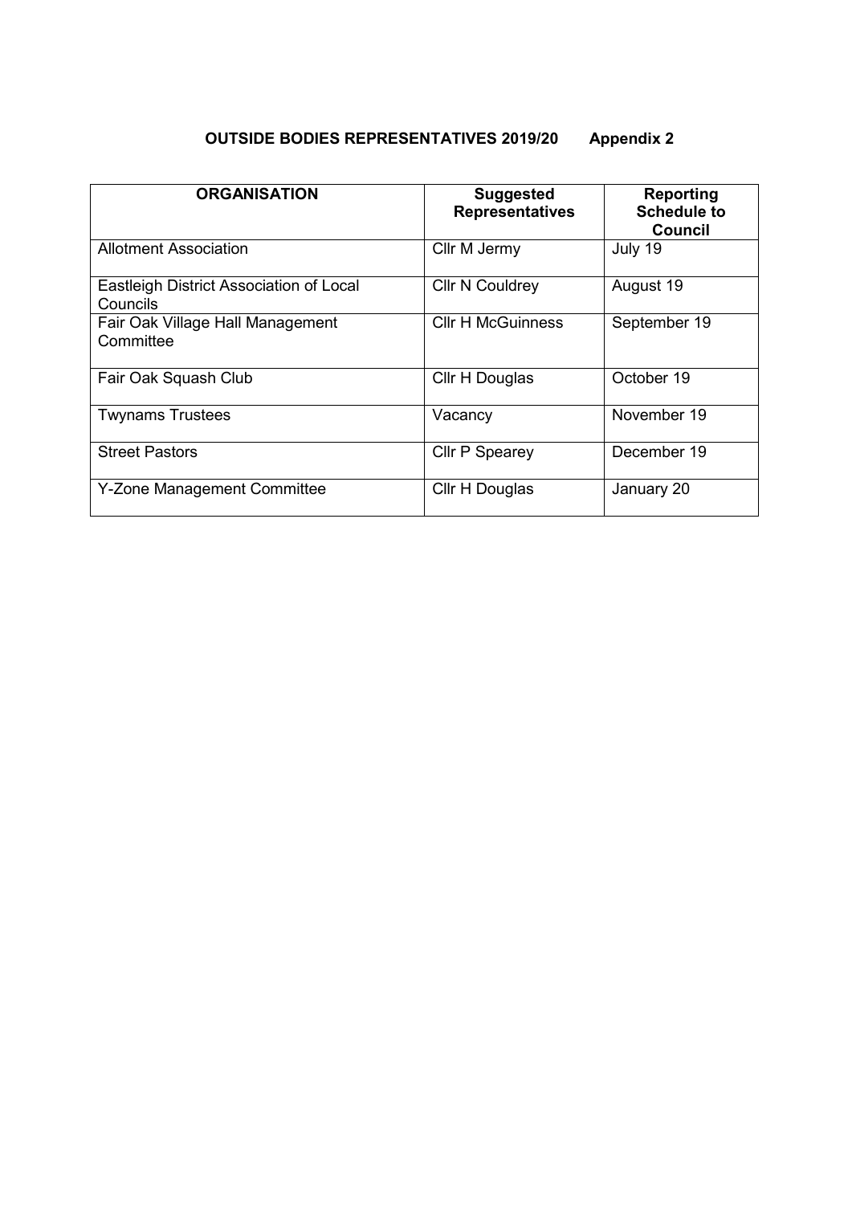**OUTSIDE BODIES REPRESENTATIVES 2019/20 Appendix 2**

| ORGANISATION | Suggested Representatives | Reporting Schedule to Council |
|---|---|---|
| Allotment Association | Cllr M Jermy | July 19 |
| Eastleigh District Association of Local Councils | Cllr N Couldrey | August 19 |
| Fair Oak Village Hall Management Committee | Cllr H McGuinness | September 19 |
| Fair Oak Squash Club | Cllr H Douglas | October 19 |
| Twynams Trustees | Vacancy | November 19 |
| Street Pastors | Cllr P Spearey | December 19 |
| Y-Zone Management Committee | Cllr H Douglas | January 20 |